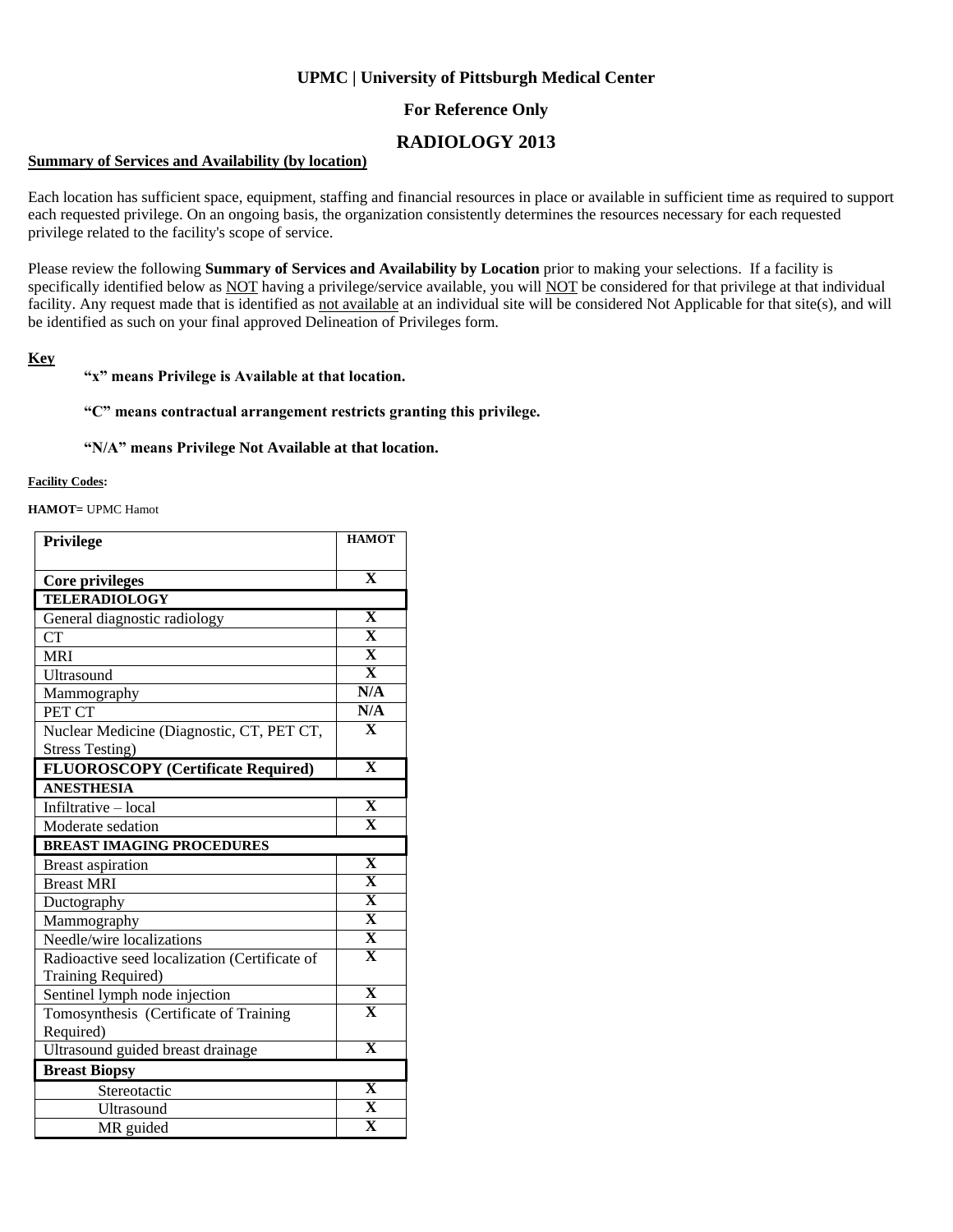**UPMC | University of Pittsburgh Medical Center**

**For Reference Only**

## RADIOLOGY 2013

**Summary of Services and Availability (by location)**

Each location has sufficient space, equipment, staffing and financial resources in place or available in sufficient time as required to support each requested privilege. On an ongoing basis, the organization consistently determines the resources necessary for each requested privilege related to the facility's scope of service.

Please review the following **Summary of Services and Availability by Location** prior to making your selections. If a facility is specifically identified below as NOT having a privilege/service available, you will NOT be considered for that privilege at that individual facility. Any request made that is identified as not available at an individual site will be considered Not Applicable for that site(s), and will be identified as such on your final approved Delineation of Privileges form.

**Key**

**"x" means Privilege is Available at that location.**

**"C" means contractual arrangement restricts granting this privilege.**

**"N/A" means Privilege Not Available at that location.**

**Facility Codes:**

**HAMOT=** UPMC Hamot

| Privilege | HAMOT |
|---|---|
| **Core privileges** | X |
| **TELERADIOLOGY** | |
| General diagnostic radiology | X |
| CT | X |
| MRI | X |
| Ultrasound | X |
| Mammography | N/A |
| PET CT | N/A |
| Nuclear Medicine (Diagnostic, CT, PET CT, Stress Testing) | X |
| **FLUOROSCOPY (Certificate Required)** | X |
| **ANESTHESIA** | |
| Infiltrative – local | X |
| Moderate sedation | X |
| **BREAST IMAGING PROCEDURES** | |
| Breast aspiration | X |
| Breast MRI | X |
| Ductography | X |
| Mammography | X |
| Needle/wire localizations | X |
| Radioactive seed localization (Certificate of Training Required) | X |
| Sentinel lymph node injection | X |
| Tomosynthesis (Certificate of Training Required) | X |
| Ultrasound guided breast drainage | X |
| **Breast Biopsy** | |
| Stereotactic | X |
| Ultrasound | X |
| MR guided | X |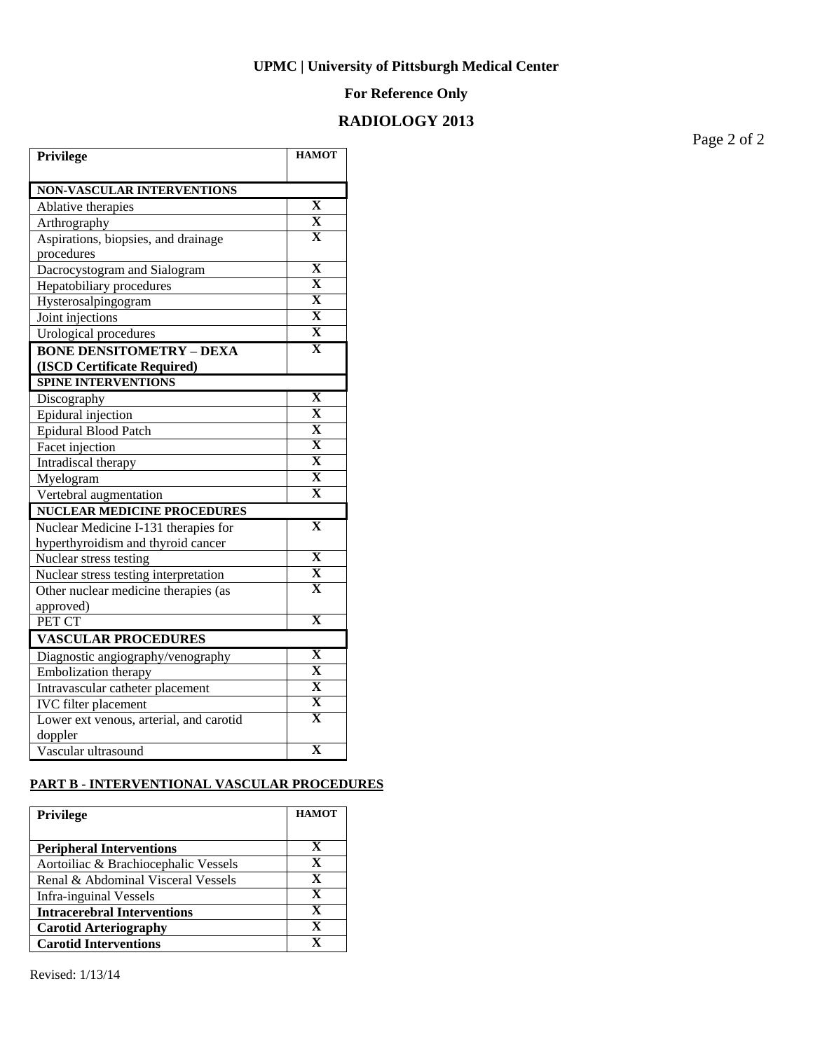**UPMC | University of Pittsburgh Medical Center**

**For Reference Only**

## RADIOLOGY 2013

| Privilege | HAMOT |
|---|---|
| **NON-VASCULAR INTERVENTIONS** | |
| Ablative therapies | X |
| Arthrography | X |
| Aspirations, biopsies, and drainage procedures | X |
| Dacrocystogram and Sialogram | X |
| Hepatobiliary procedures | X |
| Hysterosalpingogram | X |
| Joint injections | X |
| Urological procedures | X |
| **BONE DENSITOMETRY – DEXA (ISCD Certificate Required)** | X |
| **SPINE INTERVENTIONS** | |
| Discography | X |
| Epidural injection | X |
| Epidural Blood Patch | X |
| Facet injection | X |
| Intradiscal therapy | X |
| Myelogram | X |
| Vertebral augmentation | X |
| **NUCLEAR MEDICINE PROCEDURES** | |
| Nuclear Medicine I-131 therapies for hyperthyroidism and thyroid cancer | X |
| Nuclear stress testing | X |
| Nuclear stress testing interpretation | X |
| Other nuclear medicine therapies (as approved) | X |
| PET CT | X |
| **VASCULAR PROCEDURES** | |
| Diagnostic angiography/venography | X |
| Embolization therapy | X |
| Intravascular catheter placement | X |
| IVC filter placement | X |
| Lower ext venous, arterial, and carotid doppler | X |
| Vascular ultrasound | X |

**PART B - INTERVENTIONAL VASCULAR PROCEDURES**

| Privilege | HAMOT |
|---|---|
| **Peripheral Interventions** | X |
| Aortoiliac & Brachiocephalic Vessels | X |
| Renal & Abdominal Visceral Vessels | X |
| Infra-inguinal Vessels | X |
| **Intracerebral Interventions** | X |
| **Carotid Arteriography** | X |
| **Carotid Interventions** | X |

Revised: 1/13/14